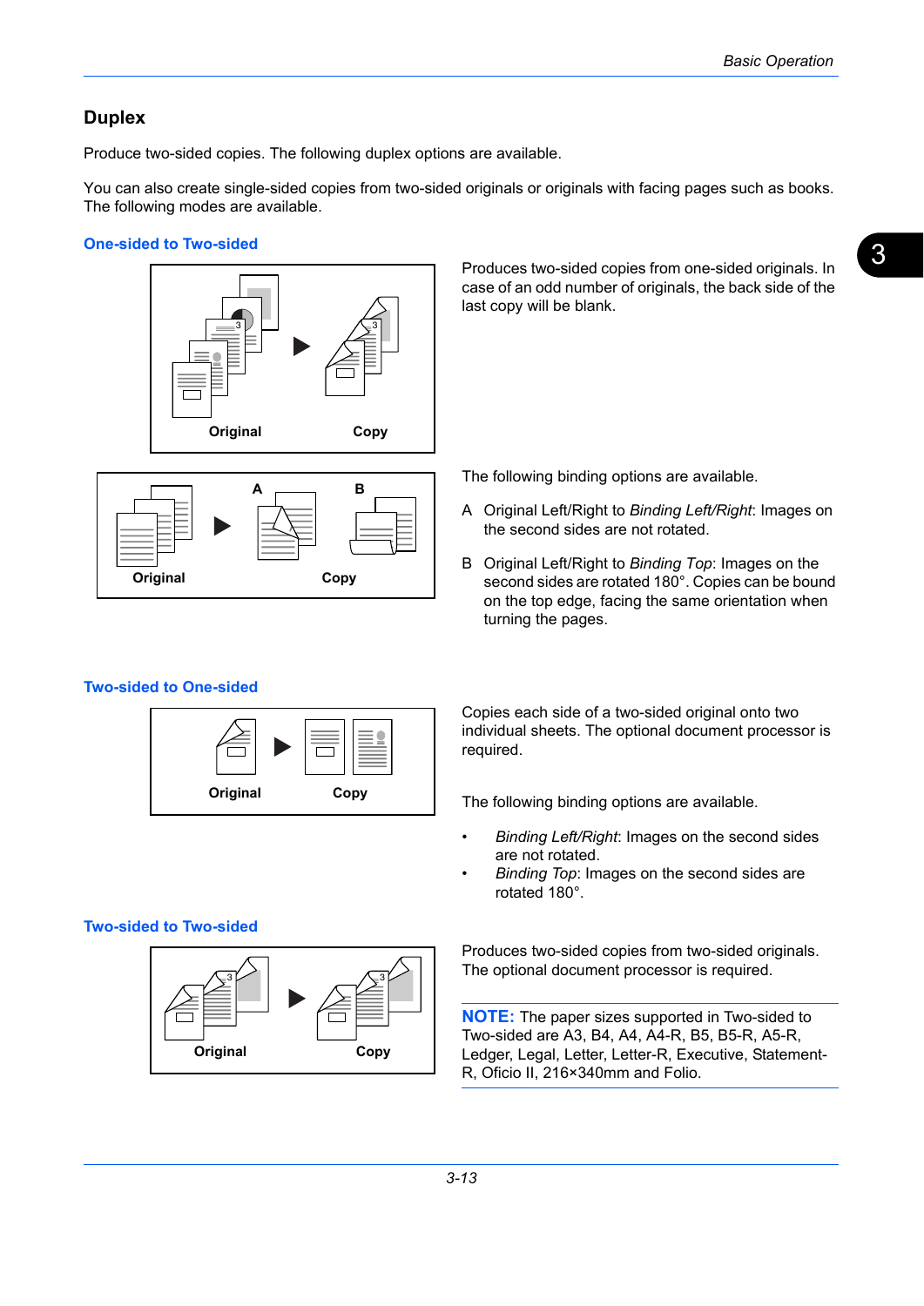## Duplex

Produce two-sided copies. The following duplex options are available.

You can also create single-sided copies from two-sided originals or originals with facing pages such as books. The following modes are available.

### One-sided to Two-sided

Original Copy

Produces two-sided copies from one-sided originals. In case of an odd number of originals, the back side of the last copy will be blank.

Original A B Copy

The following binding options are available.

A Original Left/Right to *Binding Left/Right*: Images on the second sides are not rotated.

B Original Left/Right to *Binding Top*: Images on the second sides are rotated 180°. Copies can be bound on the top edge, facing the same orientation when turning the pages.

### Two-sided to One-sided

Original Copy

Copies each side of a two-sided original onto two individual sheets. The optional document processor is required.

The following binding options are available.

- *Binding Left/Right*: Images on the second sides are not rotated.
- *Binding Top*: Images on the second sides are rotated 180°.

### Two-sided to Two-sided

Original Copy

Produces two-sided copies from two-sided originals. The optional document processor is required.

**NOTE:** The paper sizes supported in Two-sided to Two-sided are A3, B4, A4, A4-R, B5, B5-R, A5-R, Ledger, Legal, Letter, Letter-R, Executive, Statement-R, Oficio II, 216×340mm and Folio.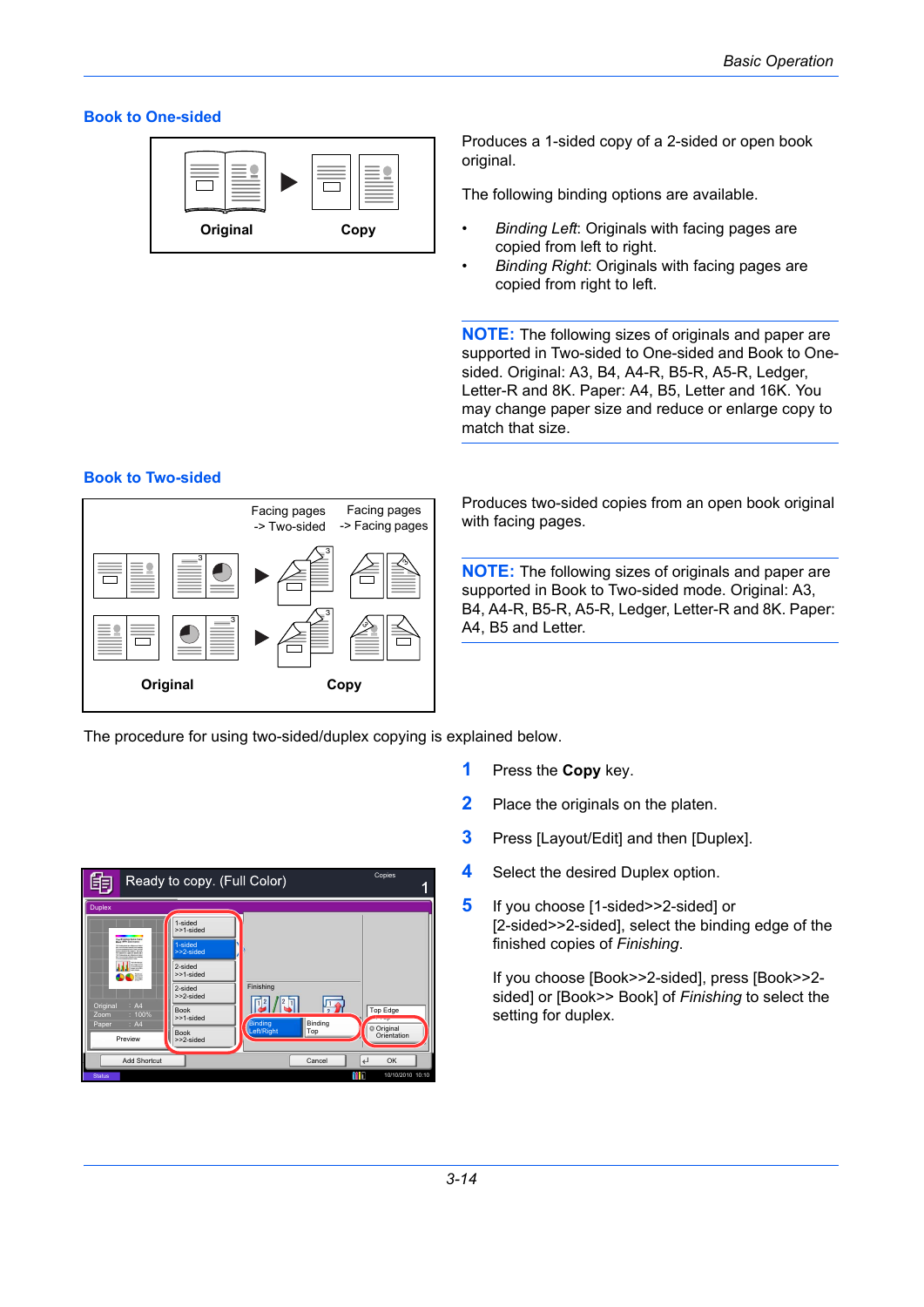## Book to One-sided

Original Copy

Produces a 1-sided copy of a 2-sided or open book original.

The following binding options are available.

- *Binding Left*: Originals with facing pages are copied from left to right.
- *Binding Right*: Originals with facing pages are copied from right to left.

**NOTE:** The following sizes of originals and paper are supported in Two-sided to One-sided and Book to One-sided. Original: A3, B4, A4-R, B5-R, A5-R, Ledger, Letter-R and 8K. Paper: A4, B5, Letter and 16K. You may change paper size and reduce or enlarge copy to match that size.

## Book to Two-sided

Facing pages -> Two-sided Facing pages -> Facing pages

Original Copy

Produces two-sided copies from an open book original with facing pages.

**NOTE:** The following sizes of originals and paper are supported in Book to Two-sided mode. Original: A3, B4, A4-R, B5-R, A5-R, Ledger, Letter-R and 8K. Paper: A4, B5 and Letter.

The procedure for using two-sided/duplex copying is explained below.

1. Press the **Copy** key.
2. Place the originals on the platen.
3. Press [Layout/Edit] and then [Duplex].
4. Select the desired Duplex option.
5. If you choose [1-sided>>2-sided] or [2-sided>>2-sided], select the binding edge of the finished copies of *Finishing*.

   If you choose [Book>>2-sided], press [Book>>2-sided] or [Book>> Book] of *Finishing* to select the setting for duplex.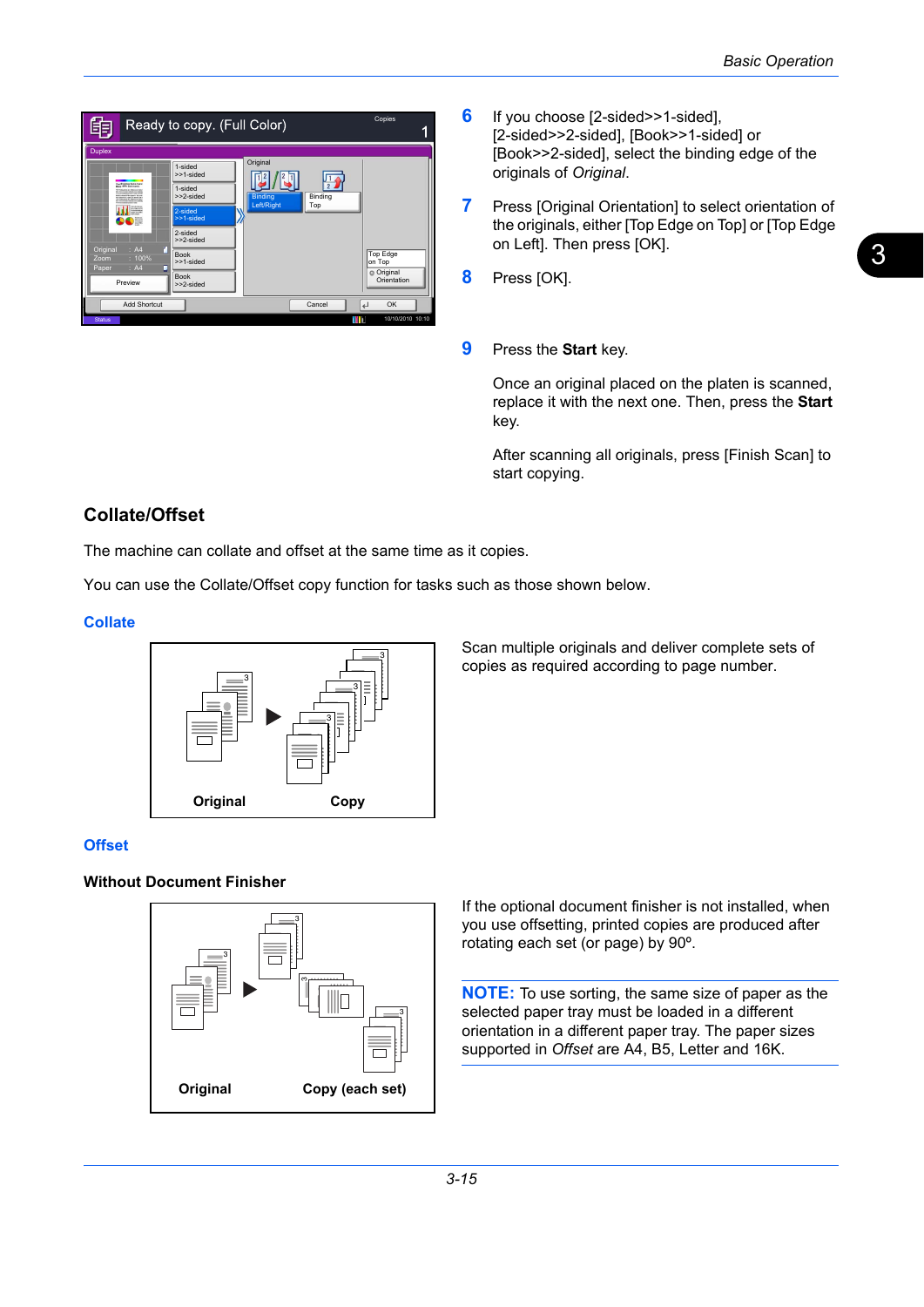6. If you choose [2-sided>>1-sided], [2-sided>>2-sided], [Book>>1-sided] or [Book>>2-sided], select the binding edge of the originals of *Original*.

7. Press [Original Orientation] to select orientation of the originals, either [Top Edge on Top] or [Top Edge on Left]. Then press [OK].

8. Press [OK].

9. Press the **Start** key.

   Once an original placed on the platen is scanned, replace it with the next one. Then, press the **Start** key.

   After scanning all originals, press [Finish Scan] to start copying.

## Collate/Offset

The machine can collate and offset at the same time as it copies.

You can use the Collate/Offset copy function for tasks such as those shown below.

### Collate

Original　　Copy

Scan multiple originals and deliver complete sets of copies as required according to page number.

### Offset

**Without Document Finisher**

Original　　Copy (each set)

If the optional document finisher is not installed, when you use offsetting, printed copies are produced after rotating each set (or page) by 90º.

**NOTE:** To use sorting, the same size of paper as the selected paper tray must be loaded in a different orientation in a different paper tray. The paper sizes supported in *Offset* are A4, B5, Letter and 16K.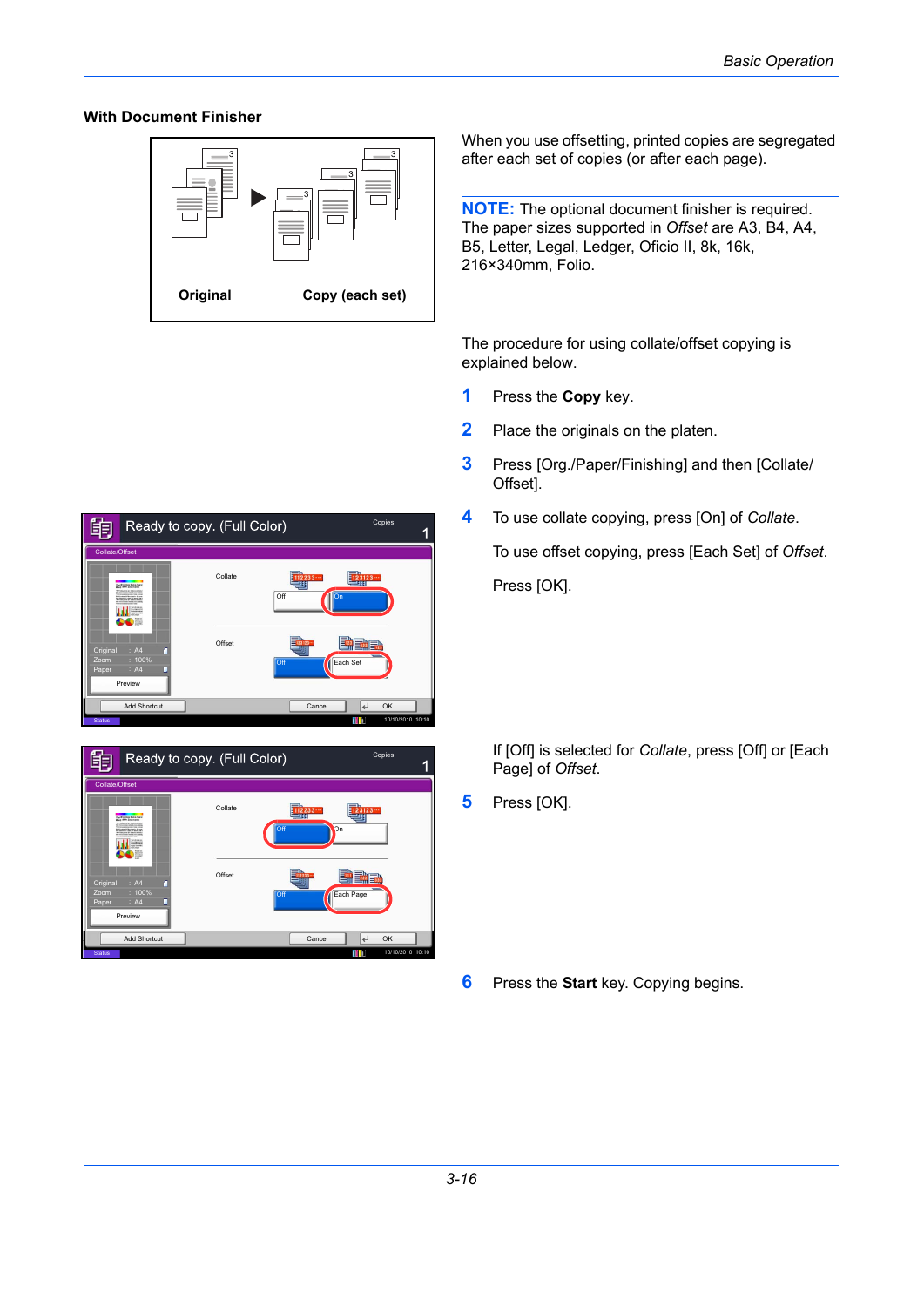## With Document Finisher

Original

Copy (each set)

When you use offsetting, printed copies are segregated after each set of copies (or after each page).

**NOTE:** The optional document finisher is required. The paper sizes supported in *Offset* are A3, B4, A4, B5, Letter, Legal, Ledger, Oficio II, 8k, 16k, 216×340mm, Folio.

The procedure for using collate/offset copying is explained below.

1. Press the **Copy** key.
2. Place the originals on the platen.
3. Press [Org./Paper/Finishing] and then [Collate/Offset].
4. To use collate copying, press [On] of *Collate*.

   To use offset copying, press [Each Set] of *Offset*.

   Press [OK].

   If [Off] is selected for *Collate*, press [Off] or [Each Page] of *Offset*.
5. Press [OK].
6. Press the **Start** key. Copying begins.